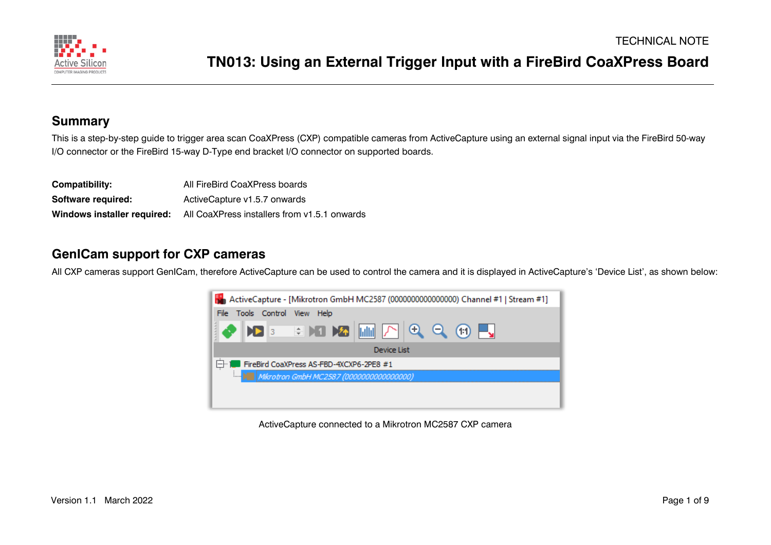TECHNICAL NOTE

# TN013: Using an External Trigger Input with a FireBird CoaXPress Board

## Summary

This is a step-by-step guide to trigger area scan CoaXPress (CXP) compatible cameras from ActiveCapture using an external signal input via the FireBird 50-way I/O connector or the FireBird 15-way D-Type end bracket I/O connector on supported boards.

| | |
|---|---|
| **Compatibility:** | All FireBird CoaXPress boards |
| **Software required:** | ActiveCapture v1.5.7 onwards |
| **Windows installer required:** | All CoaXPress installers from v1.5.1 onwards |

## GenICam support for CXP cameras

All CXP cameras support GenICam, therefore ActiveCapture can be used to control the camera and it is displayed in ActiveCapture's 'Device List', as shown below:

ActiveCapture connected to a Mikrotron MC2587 CXP camera

Version 1.1 March 2022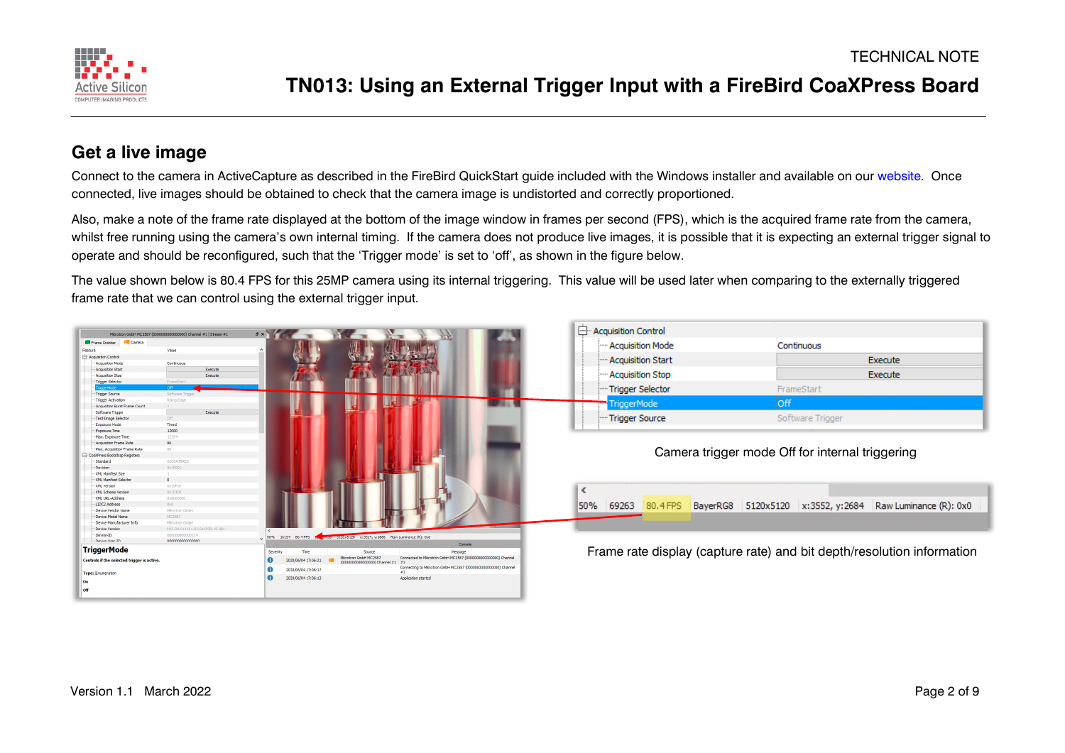## Get a live image

Connect to the camera in ActiveCapture as described in the FireBird QuickStart guide included with the Windows installer and available on our website. Once connected, live images should be obtained to check that the camera image is undistorted and correctly proportioned.

Also, make a note of the frame rate displayed at the bottom of the image window in frames per second (FPS), which is the acquired frame rate from the camera, whilst free running using the camera's own internal timing. If the camera does not produce live images, it is possible that it is expecting an external trigger signal to operate and should be reconfigured, such that the 'Trigger mode' is set to 'off', as shown in the figure below.

The value shown below is 80.4 FPS for this 25MP camera using its internal triggering. This value will be used later when comparing to the externally triggered frame rate that we can control using the external trigger input.

Camera trigger mode Off for internal triggering

Frame rate display (capture rate) and bit depth/resolution information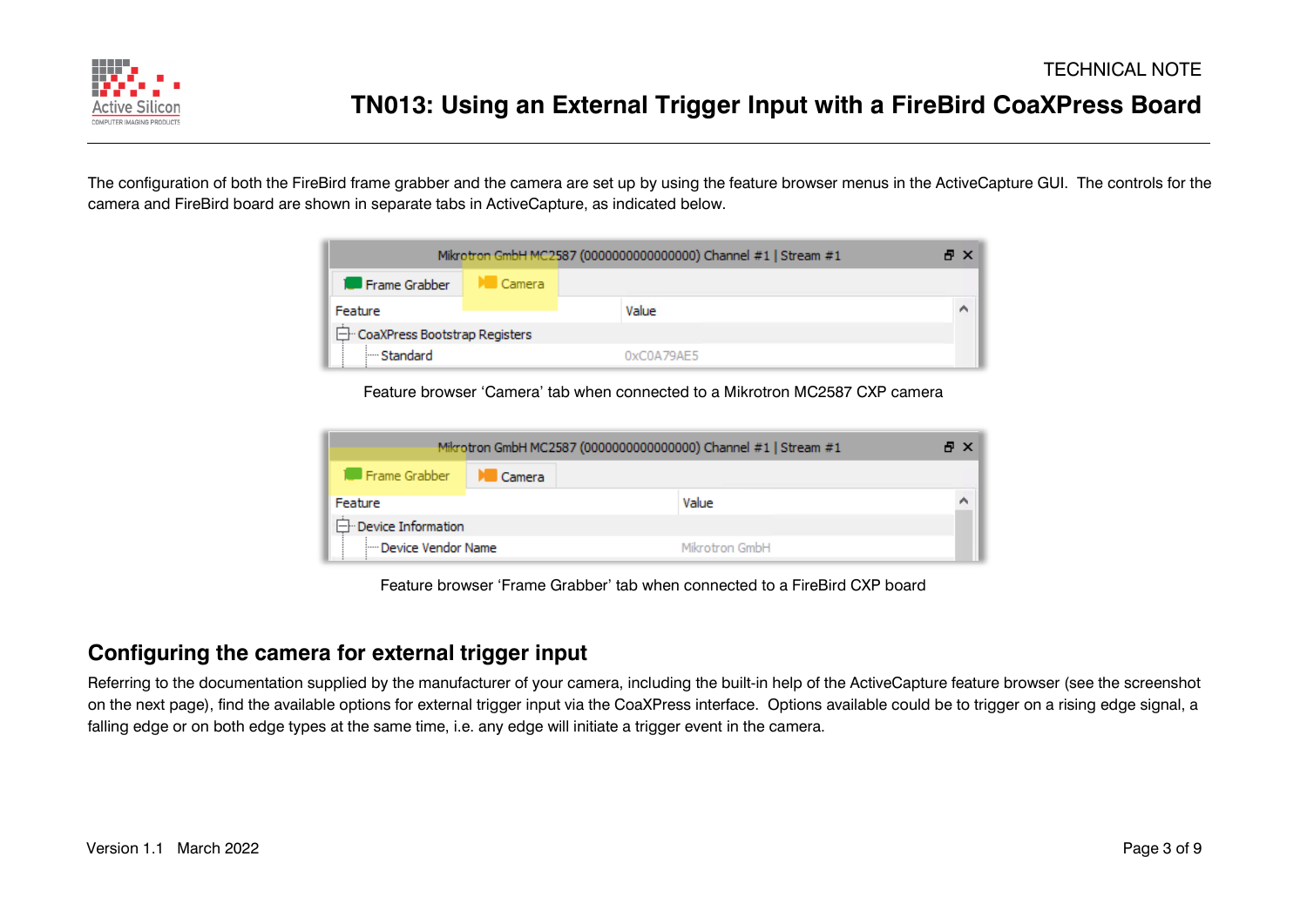The configuration of both the FireBird frame grabber and the camera are set up by using the feature browser menus in the ActiveCapture GUI. The controls for the camera and FireBird board are shown in separate tabs in ActiveCapture, as indicated below.

Feature browser 'Camera' tab when connected to a Mikrotron MC2587 CXP camera

Feature browser 'Frame Grabber' tab when connected to a FireBird CXP board

## Configuring the camera for external trigger input

Referring to the documentation supplied by the manufacturer of your camera, including the built-in help of the ActiveCapture feature browser (see the screenshot on the next page), find the available options for external trigger input via the CoaXPress interface. Options available could be to trigger on a rising edge signal, a falling edge or on both edge types at the same time, i.e. any edge will initiate a trigger event in the camera.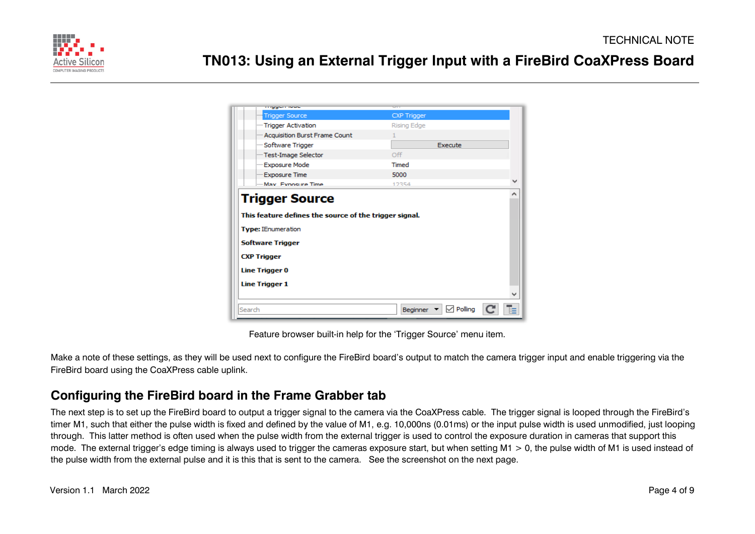Feature browser built-in help for the ‘Trigger Source’ menu item.

Make a note of these settings, as they will be used next to configure the FireBird board’s output to match the camera trigger input and enable triggering via the FireBird board using the CoaXPress cable uplink.

## Configuring the FireBird board in the Frame Grabber tab

The next step is to set up the FireBird board to output a trigger signal to the camera via the CoaXPress cable. The trigger signal is looped through the FireBird’s timer M1, such that either the pulse width is fixed and defined by the value of M1, e.g. 10,000ns (0.01ms) or the input pulse width is used unmodified, just looping through. This latter method is often used when the pulse width from the external trigger is used to control the exposure duration in cameras that support this mode. The external trigger’s edge timing is always used to trigger the cameras exposure start, but when setting M1 > 0, the pulse width of M1 is used instead of the pulse width from the external pulse and it is this that is sent to the camera. See the screenshot on the next page.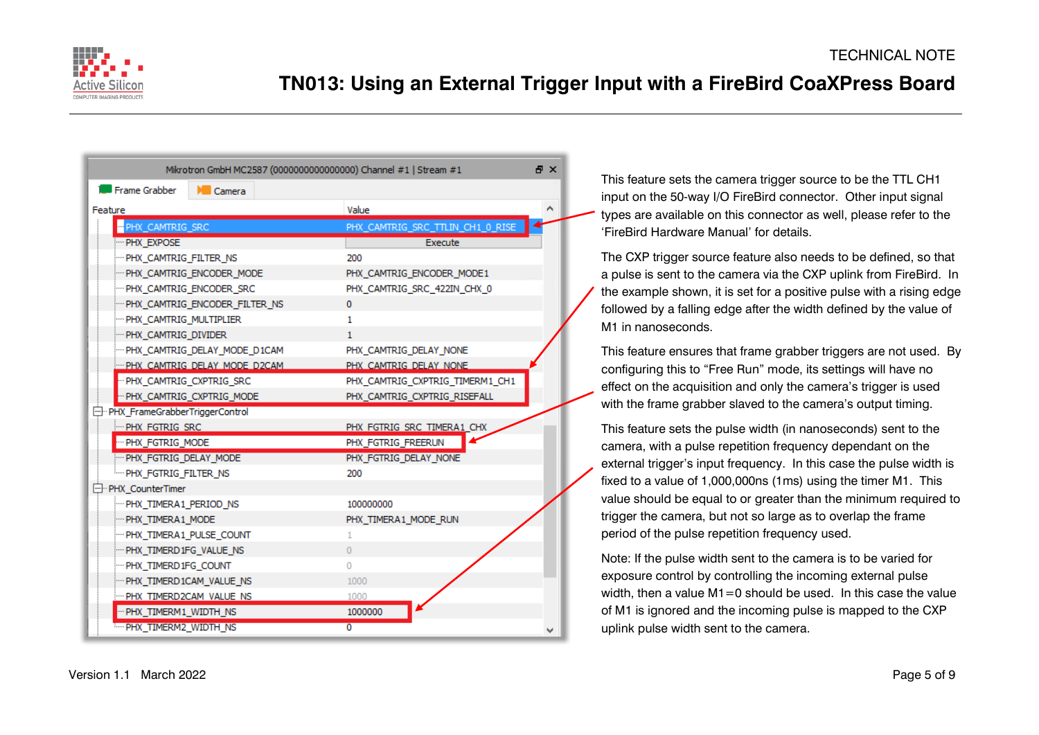| Feature | Value |
| --- | --- |
| PHX_CAMTRIG_SRC | PHX_CAMTRIG_SRC_TTLIN_CH1_0_RISE |
| PHX_EXPOSE | Execute |
| PHX_CAMTRIG_FILTER_NS | 200 |
| PHX_CAMTRIG_ENCODER_MODE | PHX_CAMTRIG_ENCODER_MODE1 |
| PHX_CAMTRIG_ENCODER_SRC | PHX_CAMTRIG_SRC_422IN_CHX_0 |
| PHX_CAMTRIG_ENCODER_FILTER_NS | 0 |
| PHX_CAMTRIG_MULTIPLIER | 1 |
| PHX_CAMTRIG_DIVIDER | 1 |
| PHX_CAMTRIG_DELAY_MODE_D1CAM | PHX_CAMTRIG_DELAY_NONE |
| PHX_CAMTRIG_DELAY_MODE_D2CAM | PHX_CAMTRIG_DELAY_NONE |
| PHX_CAMTRIG_CXPTRIG_SRC | PHX_CAMTRIG_CXPTRIG_TIMERM1_CH1 |
| PHX_CAMTRIG_CXPTRIG_MODE | PHX_CAMTRIG_CXPTRIG_RISEFALL |
| PHX_FrameGrabberTriggerControl | |
| PHX_FGTRIG_SRC | PHX_FGTRIG_SRC_TIMERA1_CHX |
| PHX_FGTRIG_MODE | PHX_FGTRIG_FREERUN |
| PHX_FGTRIG_DELAY_MODE | PHX_FGTRIG_DELAY_NONE |
| PHX_FGTRIG_FILTER_NS | 200 |
| PHX_CounterTimer | |
| PHX_TIMERA1_PERIOD_NS | 100000000 |
| PHX_TIMERA1_MODE | PHX_TIMERA1_MODE_RUN |
| PHX_TIMERA1_PULSE_COUNT | 1 |
| PHX_TIMERD1FG_VALUE_NS | 0 |
| PHX_TIMERD1FG_COUNT | 0 |
| PHX_TIMERD1CAM_VALUE_NS | 1000 |
| PHX_TIMERD2CAM_VALUE_NS | 1000 |
| PHX_TIMERM1_WIDTH_NS | 1000000 |
| PHX_TIMERM2_WIDTH_NS | 0 |

This feature sets the camera trigger source to be the TTL CH1 input on the 50-way I/O FireBird connector. Other input signal types are available on this connector as well, please refer to the 'FireBird Hardware Manual' for details.

The CXP trigger source feature also needs to be defined, so that a pulse is sent to the camera via the CXP uplink from FireBird. In the example shown, it is set for a positive pulse with a rising edge followed by a falling edge after the width defined by the value of M1 in nanoseconds.

This feature ensures that frame grabber triggers are not used. By configuring this to "Free Run" mode, its settings will have no effect on the acquisition and only the camera's trigger is used with the frame grabber slaved to the camera's output timing.

This feature sets the pulse width (in nanoseconds) sent to the camera, with a pulse repetition frequency dependant on the external trigger's input frequency. In this case the pulse width is fixed to a value of 1,000,000ns (1ms) using the timer M1. This value should be equal to or greater than the minimum required to trigger the camera, but not so large as to overlap the frame period of the pulse repetition frequency used.

Note: If the pulse width sent to the camera is to be varied for exposure control by controlling the incoming external pulse width, then a value M1=0 should be used. In this case the value of M1 is ignored and the incoming pulse is mapped to the CXP uplink pulse width sent to the camera.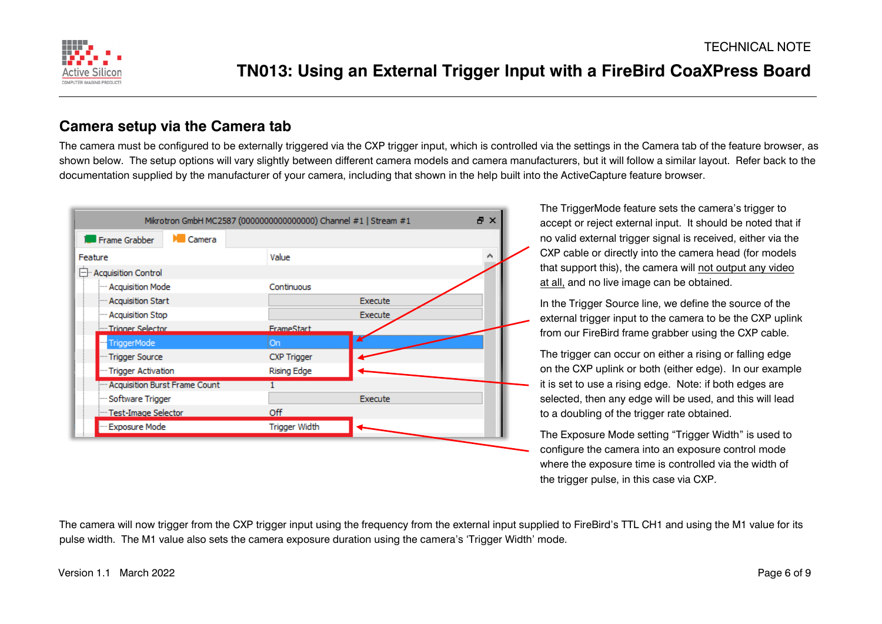## Camera setup via the Camera tab

The camera must be configured to be externally triggered via the CXP trigger input, which is controlled via the settings in the Camera tab of the feature browser, as shown below. The setup options will vary slightly between different camera models and camera manufacturers, but it will follow a similar layout. Refer back to the documentation supplied by the manufacturer of your camera, including that shown in the help built into the ActiveCapture feature browser.

The TriggerMode feature sets the camera's trigger to accept or reject external input. It should be noted that if no valid external trigger signal is received, either via the CXP cable or directly into the camera head (for models that support this), the camera will not output any video at all, and no live image can be obtained.

In the Trigger Source line, we define the source of the external trigger input to the camera to be the CXP uplink from our FireBird frame grabber using the CXP cable.

The trigger can occur on either a rising or falling edge on the CXP uplink or both (either edge). In our example it is set to use a rising edge. Note: if both edges are selected, then any edge will be used, and this will lead to a doubling of the trigger rate obtained.

The Exposure Mode setting "Trigger Width" is used to configure the camera into an exposure control mode where the exposure time is controlled via the width of the trigger pulse, in this case via CXP.

The camera will now trigger from the CXP trigger input using the frequency from the external input supplied to FireBird's TTL CH1 and using the M1 value for its pulse width. The M1 value also sets the camera exposure duration using the camera's 'Trigger Width' mode.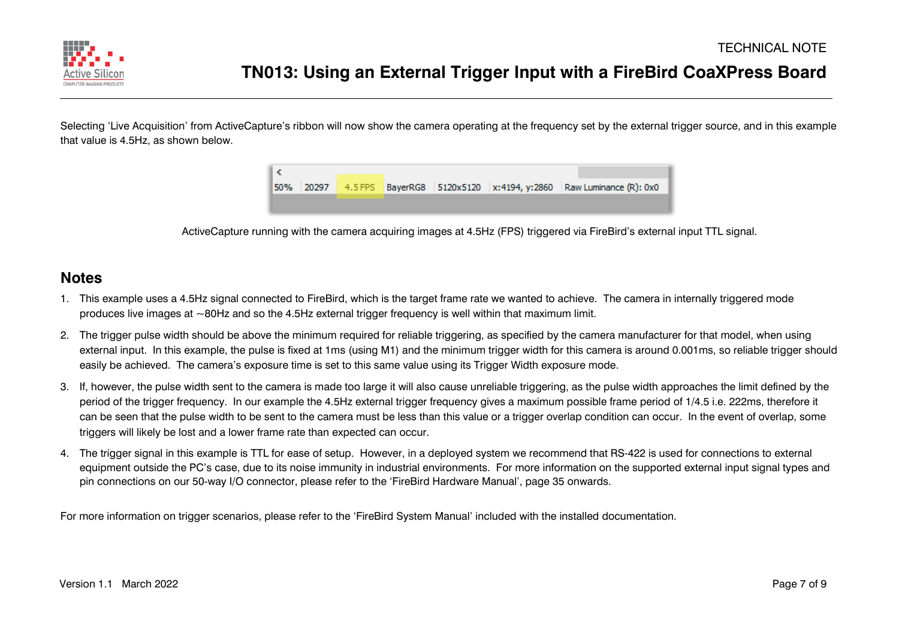Selecting 'Live Acquisition' from ActiveCapture's ribbon will now show the camera operating at the frequency set by the external trigger source, and in this example that value is 4.5Hz, as shown below.

ActiveCapture running with the camera acquiring images at 4.5Hz (FPS) triggered via FireBird's external input TTL signal.

## Notes

1. This example uses a 4.5Hz signal connected to FireBird, which is the target frame rate we wanted to achieve. The camera in internally triggered mode produces live images at ~80Hz and so the 4.5Hz external trigger frequency is well within that maximum limit.
2. The trigger pulse width should be above the minimum required for reliable triggering, as specified by the camera manufacturer for that model, when using external input. In this example, the pulse is fixed at 1ms (using M1) and the minimum trigger width for this camera is around 0.001ms, so reliable trigger should easily be achieved. The camera's exposure time is set to this same value using its Trigger Width exposure mode.
3. If, however, the pulse width sent to the camera is made too large it will also cause unreliable triggering, as the pulse width approaches the limit defined by the period of the trigger frequency. In our example the 4.5Hz external trigger frequency gives a maximum possible frame period of 1/4.5 i.e. 222ms, therefore it can be seen that the pulse width to be sent to the camera must be less than this value or a trigger overlap condition can occur. In the event of overlap, some triggers will likely be lost and a lower frame rate than expected can occur.
4. The trigger signal in this example is TTL for ease of setup. However, in a deployed system we recommend that RS-422 is used for connections to external equipment outside the PC's case, due to its noise immunity in industrial environments. For more information on the supported external input signal types and pin connections on our 50-way I/O connector, please refer to the 'FireBird Hardware Manual', page 35 onwards.

For more information on trigger scenarios, please refer to the 'FireBird System Manual' included with the installed documentation.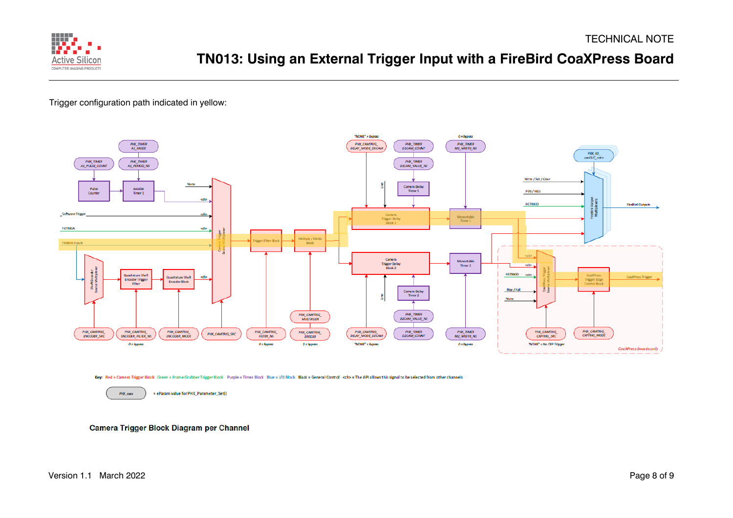Trigger configuration path indicated in yellow:

Key: Red = Camera Trigger Block Green = Frame Grabber Trigger Block Purple = Timer Block Blue = I/O Block Black = General Control <ch> = The API allows this signal to be selected from other channels

PHX_xxx = eParam value for PHX_Parameter_Set()

**Camera Trigger Block Diagram per Channel**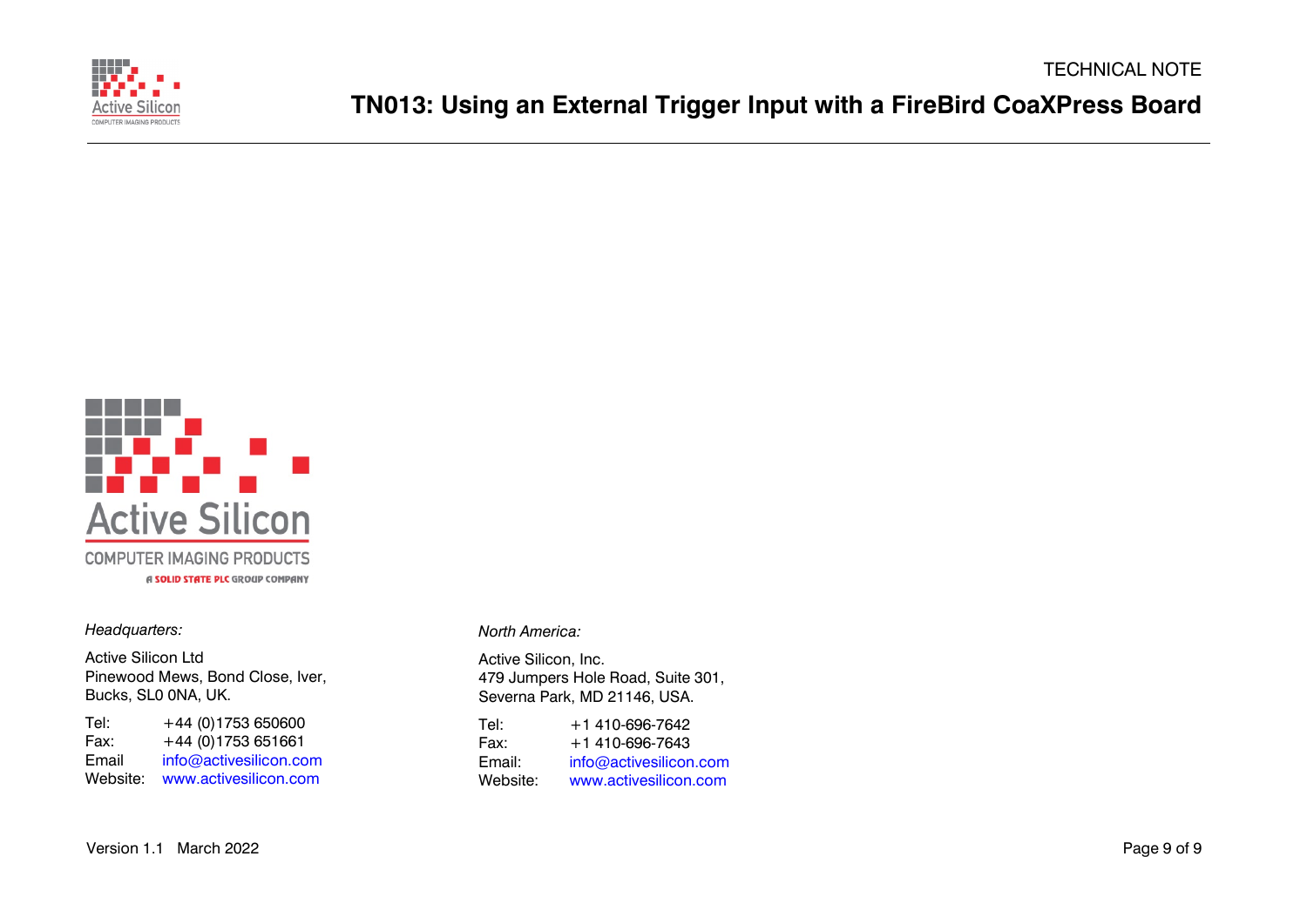Active Silicon

COMPUTER IMAGING PRODUCTS

A SOLID STATE PLC GROUP COMPANY

*Headquarters:*

Active Silicon Ltd
Pinewood Mews, Bond Close, Iver,
Bucks, SL0 0NA, UK.

| | |
|---|---|
| Tel: | +44 (0)1753 650600 |
| Fax: | +44 (0)1753 651661 |
| Email | info@activesilicon.com |
| Website: | www.activesilicon.com |

*North America:*

Active Silicon, Inc.
479 Jumpers Hole Road, Suite 301,
Severna Park, MD 21146, USA.

| | |
|---|---|
| Tel: | +1 410-696-7642 |
| Fax: | +1 410-696-7643 |
| Email: | info@activesilicon.com |
| Website: | www.activesilicon.com |

Version 1.1 March 2022